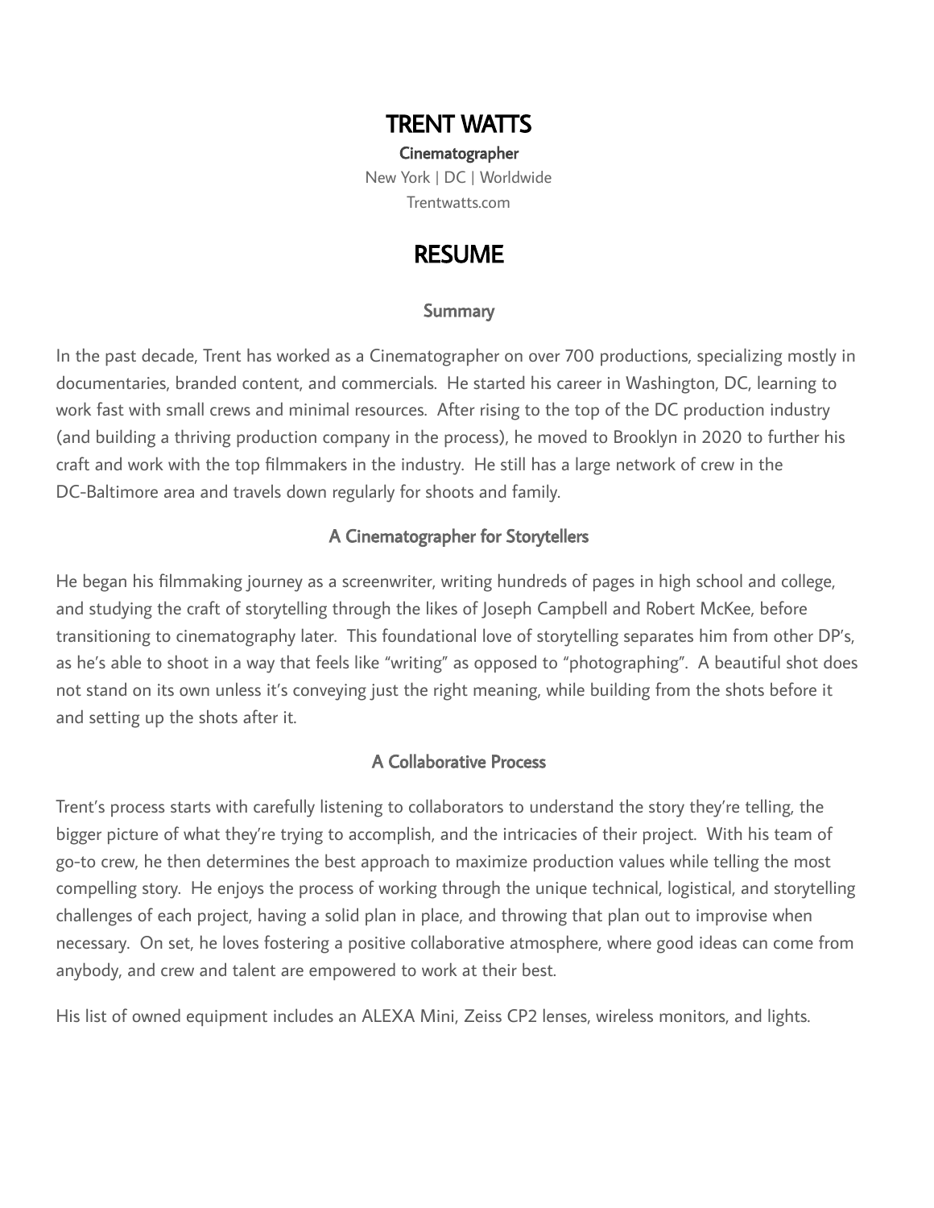# TRENT WATTS

**Cinematographer**

New York | DC | Worldwide

Trentwatts.com

## RESUME

### Summary

In the past decade, Trent has worked as a Cinematographer on over 700 productions, specializing mostly in documentaries, branded content, and commercials. He started his career in Washington, DC, learning to work fast with small crews and minimal resources. After rising to the top of the DC production industry (and building a thriving production company in the process), he moved to Brooklyn in 2020 to further his craft and work with the top filmmakers in the industry. He still has a large network of crew in the DC-Baltimore area and travels down regularly for shoots and family.

### A Cinematographer for Storytellers

He began his filmmaking journey as a screenwriter, writing hundreds of pages in high school and college, and studying the craft of storytelling through the likes of Joseph Campbell and Robert McKee, before transitioning to cinematography later. This foundational love of storytelling separates him from other DP's, as he's able to shoot in a way that feels like "writing" as opposed to "photographing". A beautiful shot does not stand on its own unless it's conveying just the right meaning, while building from the shots before it and setting up the shots after it.

### A Collaborative Process

Trent's process starts with carefully listening to collaborators to understand the story they're telling, the bigger picture of what they're trying to accomplish, and the intricacies of their project. With his team of go-to crew, he then determines the best approach to maximize production values while telling the most compelling story. He enjoys the process of working through the unique technical, logistical, and storytelling challenges of each project, having a solid plan in place, and throwing that plan out to improvise when necessary. On set, he loves fostering a positive collaborative atmosphere, where good ideas can come from anybody, and crew and talent are empowered to work at their best.

His list of owned equipment includes an ALEXA Mini, Zeiss CP2 lenses, wireless monitors, and lights.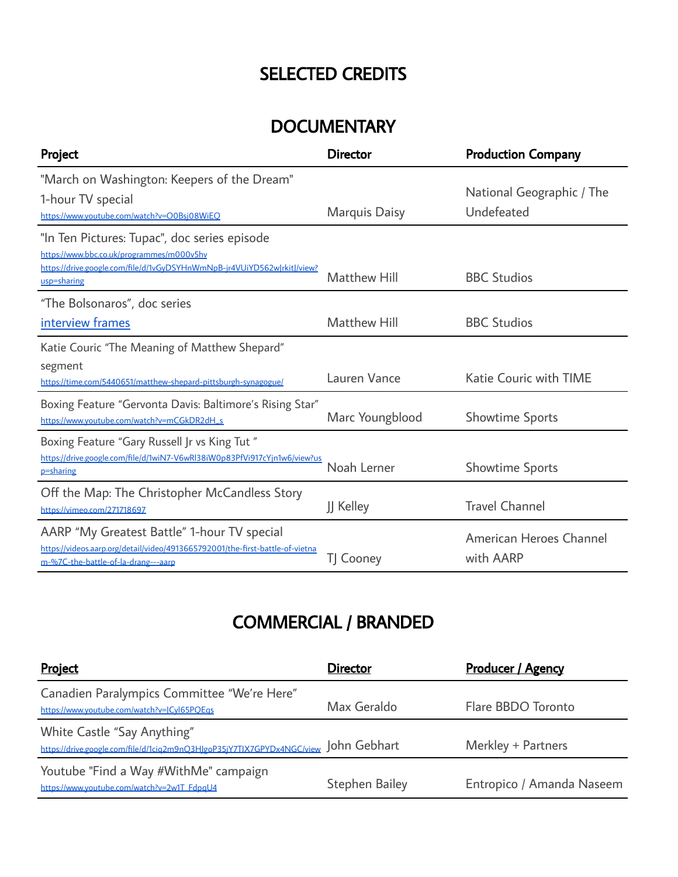# SELECTED CREDITS

## DOCUMENTARY

| Project | Director | Production Company |
|---|---|---|
| "March on Washington: Keepers of the Dream" 1-hour TV special https://www.youtube.com/watch?v=O0Bsj08WiEQ | Marquis Daisy | National Geographic / The Undefeated |
| "In Ten Pictures: Tupac", doc series episode https://www.bbc.co.uk/programmes/m000v5hv https://drive.google.com/file/d/1vGyDSYHnWmNpB-jr4VUiYD562wJrkitJ/view?usp=sharing | Matthew Hill | BBC Studios |
| "The Bolsonaros", doc series interview frames | Matthew Hill | BBC Studios |
| Katie Couric "The Meaning of Matthew Shepard" segment https://time.com/5440651/matthew-shepard-pittsburgh-synagogue/ | Lauren Vance | Katie Couric with TIME |
| Boxing Feature "Gervonta Davis: Baltimore's Rising Star" https://www.youtube.com/watch?v=mCGkDR2dH_s | Marc Youngblood | Showtime Sports |
| Boxing Feature "Gary Russell Jr vs King Tut " https://drive.google.com/file/d/1wiN7-V6wRl38iW0p83PfVi917cYjn1w6/view?usp=sharing | Noah Lerner | Showtime Sports |
| Off the Map: The Christopher McCandless Story https://vimeo.com/271718697 | JJ Kelley | Travel Channel |
| AARP "My Greatest Battle" 1-hour TV special https://videos.aarp.org/detail/video/4913665792001/the-first-battle-of-vietnam-%7C-the-battle-of-la-drang---aarp | TJ Cooney | American Heroes Channel with AARP |

## COMMERCIAL / BRANDED

| Project | Director | Producer / Agency |
|---|---|---|
| Canadien Paralympics Committee "We're Here" https://www.youtube.com/watch?v=lCyl65PQEqs | Max Geraldo | Flare BBDO Toronto |
| White Castle "Say Anything" https://drive.google.com/file/d/1ciq2m9nQ3HJgoP35jY7TIX7GPYDx4NGC/view | John Gebhart | Merkley + Partners |
| Youtube "Find a Way #WithMe" campaign https://www.youtube.com/watch?v=2w1T_FdpqU4 | Stephen Bailey | Entropico / Amanda Naseem |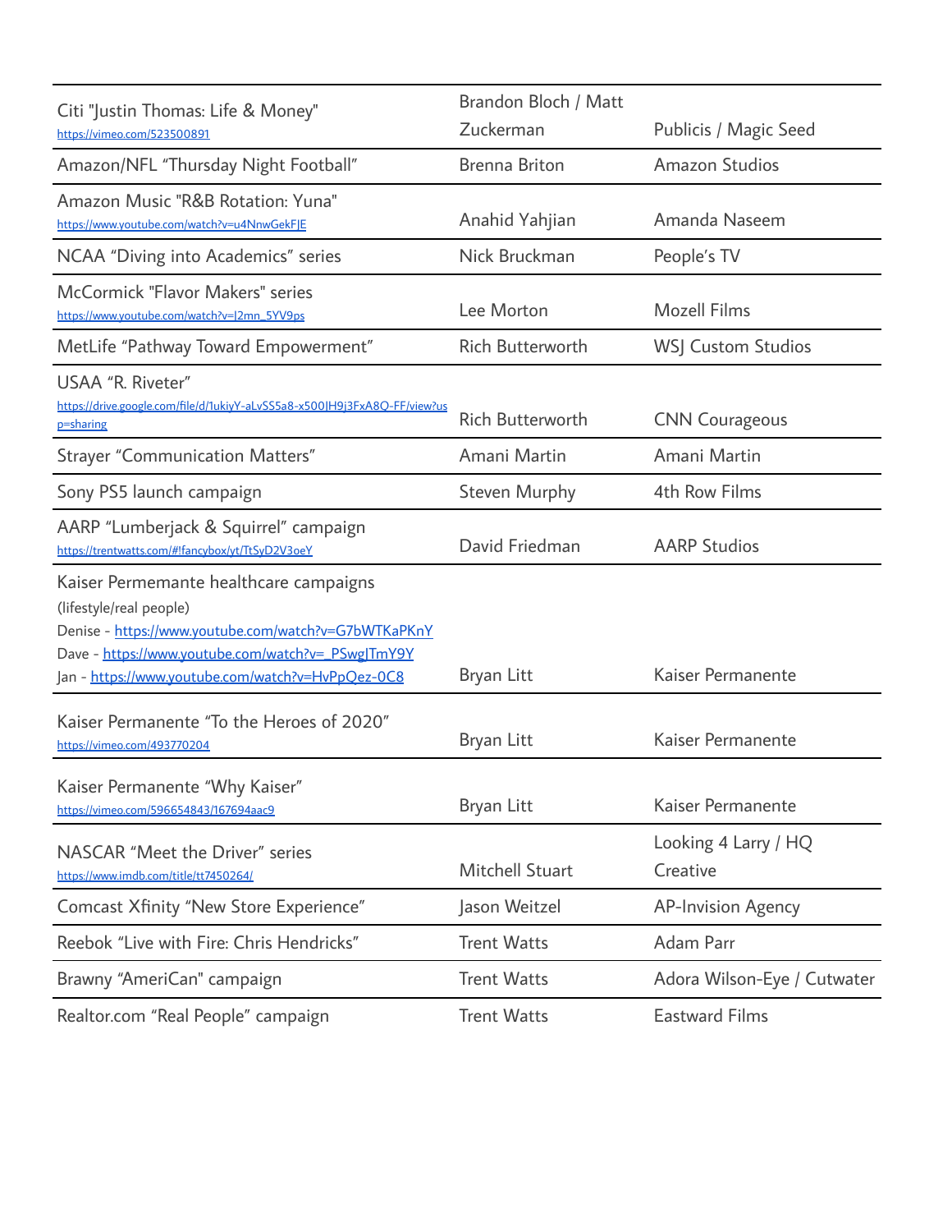| | | |
|---|---|---|
| Citi "Justin Thomas: Life & Money"<br>https://vimeo.com/523500891 | Brandon Bloch / Matt Zuckerman | Publicis / Magic Seed |
| Amazon/NFL "Thursday Night Football" | Brenna Briton | Amazon Studios |
| Amazon Music "R&B Rotation: Yuna"<br>https://www.youtube.com/watch?v=u4NnwGekFJE | Anahid Yahjian | Amanda Naseem |
| NCAA "Diving into Academics" series | Nick Bruckman | People's TV |
| McCormick "Flavor Makers" series<br>https://www.youtube.com/watch?v=J2mn_5YV9ps | Lee Morton | Mozell Films |
| MetLife "Pathway Toward Empowerment" | Rich Butterworth | WSJ Custom Studios |
| USAA "R. Riveter"<br>https://drive.google.com/file/d/1ukiyY-aLvSS5a8-x500JH9j3FxA8Q-FF/view?usp=sharing | Rich Butterworth | CNN Courageous |
| Strayer "Communication Matters" | Amani Martin | Amani Martin |
| Sony PS5 launch campaign | Steven Murphy | 4th Row Films |
| AARP "Lumberjack & Squirrel" campaign<br>https://trentwatts.com/#!fancybox/yt/TtSyD2V3oeY | David Friedman | AARP Studios |
| Kaiser Permemante healthcare campaigns (lifestyle/real people)<br>Denise - https://www.youtube.com/watch?v=G7bWTKaPKnY<br>Dave - https://www.youtube.com/watch?v=_PSwgITmY9Y<br>Jan - https://www.youtube.com/watch?v=HvPpQez-0C8 | Bryan Litt | Kaiser Permanente |
| Kaiser Permanente "To the Heroes of 2020"<br>https://vimeo.com/493770204 | Bryan Litt | Kaiser Permanente |
| Kaiser Permanente "Why Kaiser"<br>https://vimeo.com/596654843/167694aac9 | Bryan Litt | Kaiser Permanente |
| NASCAR "Meet the Driver" series<br>https://www.imdb.com/title/tt7450264/ | Mitchell Stuart | Looking 4 Larry / HQ Creative |
| Comcast Xfinity "New Store Experience" | Jason Weitzel | AP-Invision Agency |
| Reebok "Live with Fire: Chris Hendricks" | Trent Watts | Adam Parr |
| Brawny "AmeriCan" campaign | Trent Watts | Adora Wilson-Eye / Cutwater |
| Realtor.com "Real People" campaign | Trent Watts | Eastward Films |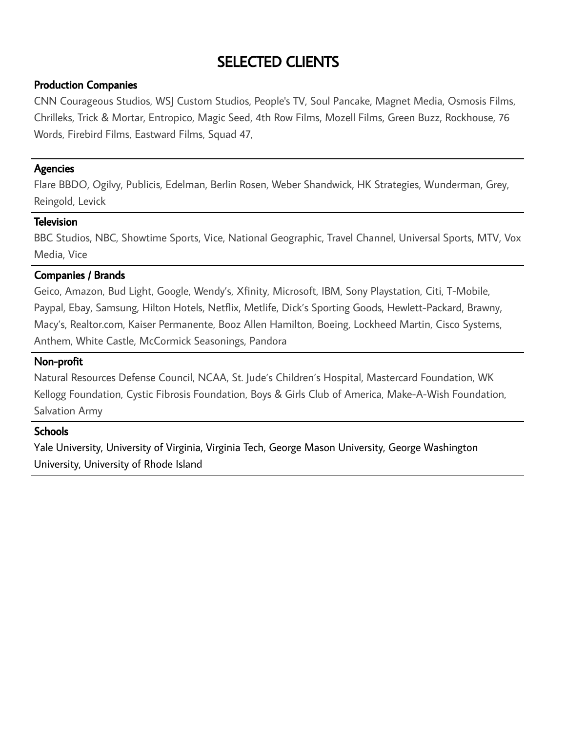# SELECTED CLIENTS

## Production Companies

CNN Courageous Studios, WSJ Custom Studios, People's TV, Soul Pancake, Magnet Media, Osmosis Films, Chrilleks, Trick & Mortar, Entropico, Magic Seed, 4th Row Films, Mozell Films, Green Buzz, Rockhouse, 76 Words, Firebird Films, Eastward Films, Squad 47,

---

## Agencies

Flare BBDO, Ogilvy, Publicis, Edelman, Berlin Rosen, Weber Shandwick, HK Strategies, Wunderman, Grey, Reingold, Levick

---

## Television

BBC Studios, NBC, Showtime Sports, Vice, National Geographic, Travel Channel, Universal Sports, MTV, Vox Media, Vice

---

## Companies / Brands

Geico, Amazon, Bud Light, Google, Wendy's, Xfinity, Microsoft, IBM, Sony Playstation, Citi, T-Mobile, Paypal, Ebay, Samsung, Hilton Hotels, Netflix, Metlife, Dick's Sporting Goods, Hewlett-Packard, Brawny, Macy's, Realtor.com, Kaiser Permanente, Booz Allen Hamilton, Boeing, Lockheed Martin, Cisco Systems, Anthem, White Castle, McCormick Seasonings, Pandora

---

## Non-profit

Natural Resources Defense Council, NCAA, St. Jude's Children's Hospital, Mastercard Foundation, WK Kellogg Foundation, Cystic Fibrosis Foundation, Boys & Girls Club of America, Make-A-Wish Foundation, Salvation Army

---

## Schools

Yale University, University of Virginia, Virginia Tech, George Mason University, George Washington University, University of Rhode Island

---